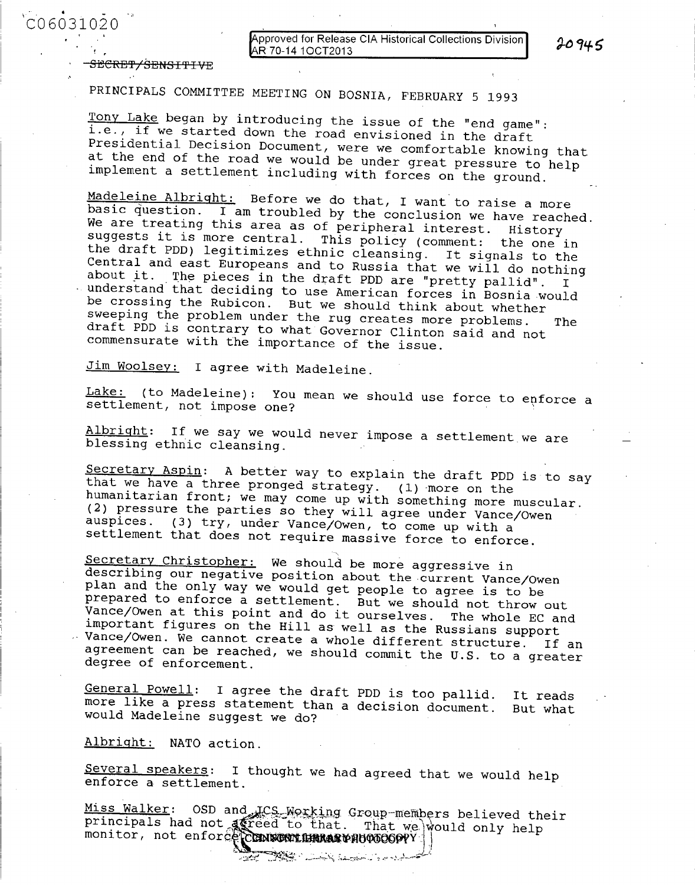C06031020

Approved for Release CIA Historical Collections Division AR 70-14 1OCT2013

20945

~~SECRET/SENSITIVE~~

PRINCIPALS COMMITTEE MEETING ON BOSNIA, FEBRUARY 5 1993

Tony Lake began by introducing the issue of the "end game": i.e., if we started down the road envisioned in the draft Presidential Decision Document, were we comfortable knowing that at the end of the road we would be under great pressure to help implement a settlement including with forces on the ground.

Madeleine Albright: Before we do that, I want to raise a more basic question. I am troubled by the conclusion we have reached. We are treating this area as of peripheral interest. History suggests it is more central. This policy (comment: the one in the draft PDD) legitimizes ethnic cleansing. It signals to the Central and east Europeans and to Russia that we will do nothing about it. The pieces in the draft PDD are "pretty pallid". I understand that deciding to use American forces in Bosnia would be crossing the Rubicon. But we should think about whether sweeping the problem under the rug creates more problems. The draft PDD is contrary to what Governor Clinton said and not commensurate with the importance of the issue.

Jim Woolsey: I agree with Madeleine.

Lake: (to Madeleine): You mean we should use force to enforce a settlement, not impose one?

Albright: If we say we would never impose a settlement we are blessing ethnic cleansing.

Secretary Aspin: A better way to explain the draft PDD is to say that we have a three pronged strategy. (1) more on the humanitarian front; we may come up with something more muscular. (2) pressure the parties so they will agree under Vance/Owen auspices. (3) try, under Vance/Owen, to come up with a settlement that does not require massive force to enforce.

Secretary Christopher: We should be more aggressive in describing our negative position about the current Vance/Owen plan and the only way we would get people to agree is to be prepared to enforce a settlement. But we should not throw out Vance/Owen at this point and do it ourselves. The whole EC and important figures on the Hill as well as the Russians support Vance/Owen. We cannot create a whole different structure. If an agreement can be reached, we should commit the U.S. to a greater degree of enforcement.

General Powell: I agree the draft PDD is too pallid. It reads more like a press statement than a decision document. But what would Madeleine suggest we do?

Albright: NATO action.

Several speakers: I thought we had agreed that we would help enforce a settlement.

Miss Walker: OSD and JCS Working Group members believed their principals had not agreed to that. That we would only help monitor, not enforce.

CLINTON LIBRARY PHOTOCOPY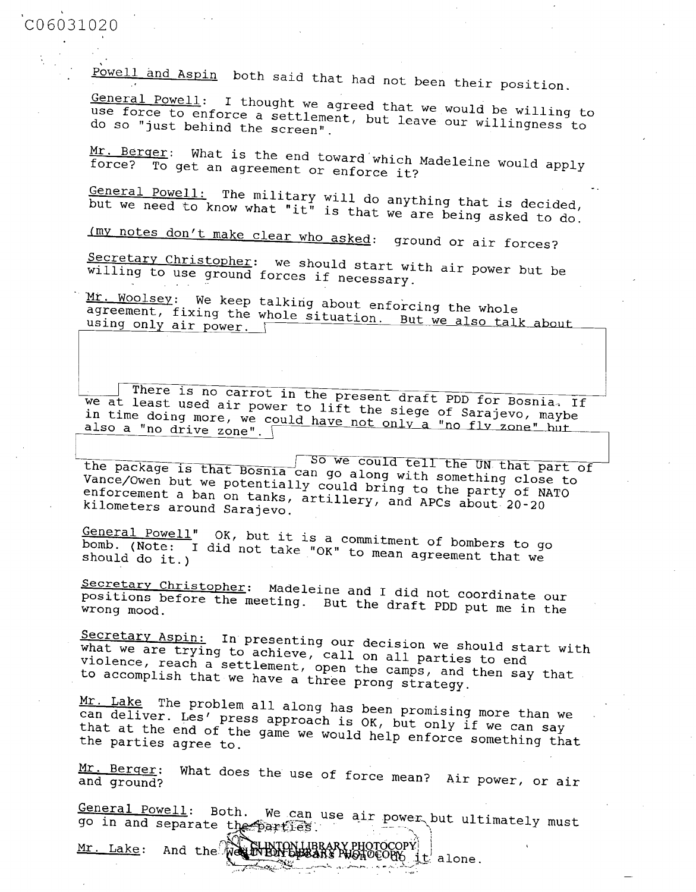Powell and Aspin both said that had not been their position.

General Powell: I thought we agreed that we would be willing to use force to enforce a settlement, but leave our willingness to do so "just behind the screen".

Mr. Berger: What is the end toward which Madeleine would apply force? To get an agreement or enforce it?

General Powell: The military will do anything that is decided, but we need to know what "it" is that we are being asked to do.

(my notes don't make clear who asked: ground or air forces?

Secretary Christopher: we should start with air power but be willing to use ground forces if necessary.

Mr. Woolsey: We keep talking about enforcing the whole agreement, fixing the whole situation. But we also talk about using only air power.

There is no carrot in the present draft PDD for Bosnia. If we at least used air power to lift the siege of Sarajevo, maybe in time doing more, we could have not only a "no fly zone" but also a "no drive zone".

So we could tell the UN that part of the package is that Bosnia can go along with something close to Vance/Owen but we potentially could bring to the party of NATO enforcement a ban on tanks, artillery, and APCs about 20-20 kilometers around Sarajevo.

General Powell" OK, but it is a commitment of bombers to go bomb. (Note: I did not take "OK" to mean agreement that we should do it.)

Secretary Christopher: Madeleine and I did not coordinate our positions before the meeting. But the draft PDD put me in the wrong mood.

Secretary Aspin: In presenting our decision we should start with what we are trying to achieve, call on all parties to end violence, reach a settlement, open the camps, and then say that to accomplish that we have a three prong strategy.

Mr. Lake The problem all along has been promising more than we can deliver. Les' press approach is OK, but only if we can say that at the end of the game we would help enforce something that the parties agree to.

Mr. Berger: What does the use of force mean? Air power, or air and ground?

General Powell: Both. We can use air power but ultimately must go in and separate the parties.

Mr. Lake: And the we won't do it alone.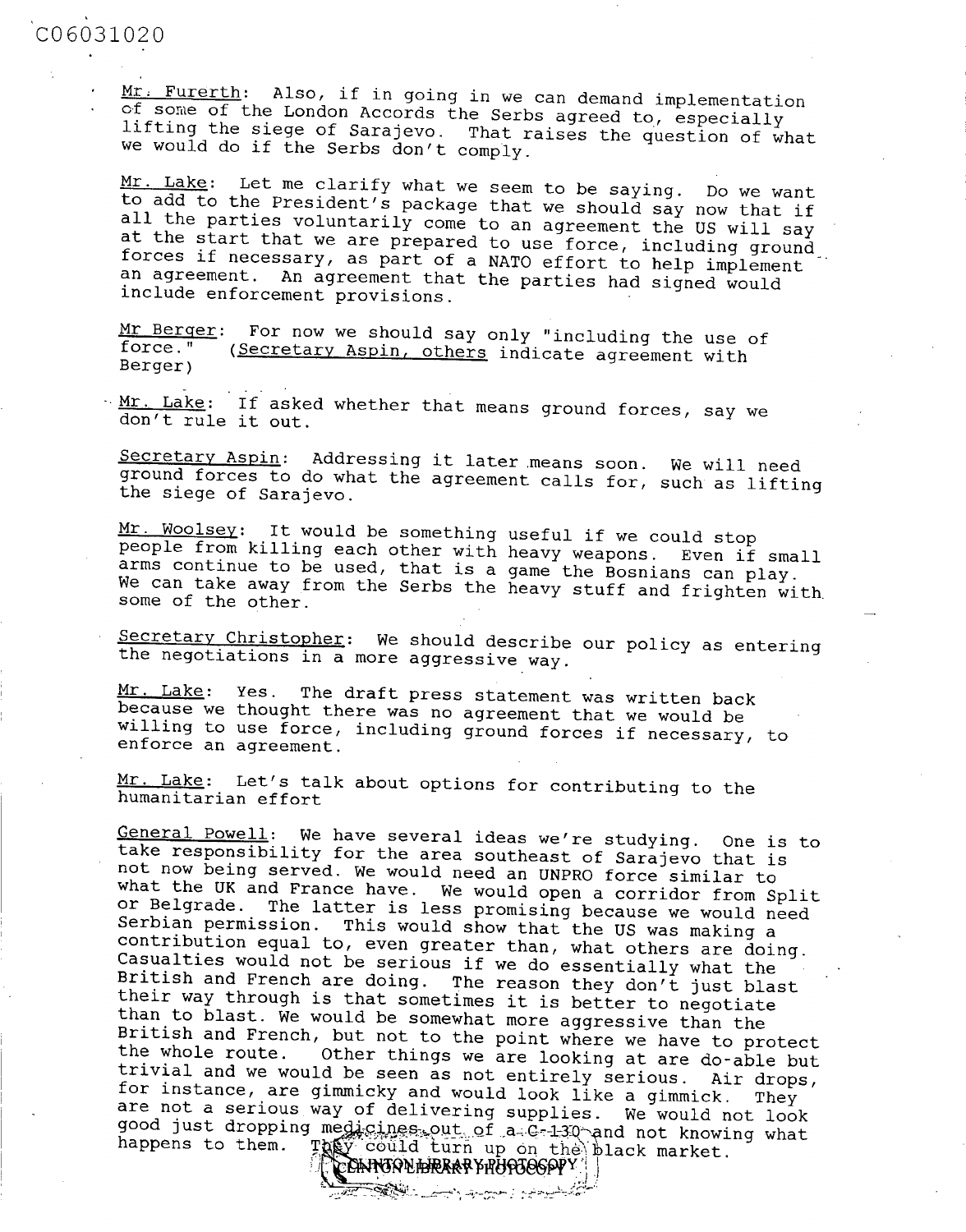C06031020

Mr. Furerth: Also, if in going in we can demand implementation of some of the London Accords the Serbs agreed to, especially lifting the siege of Sarajevo. That raises the question of what we would do if the Serbs don't comply.

Mr. Lake: Let me clarify what we seem to be saying. Do we want to add to the President's package that we should say now that if all the parties voluntarily come to an agreement the US will say at the start that we are prepared to use force, including ground forces if necessary, as part of a NATO effort to help implement an agreement. An agreement that the parties had signed would include enforcement provisions.

Mr Berger: For now we should say only "including the use of force." (Secretary Aspin, others indicate agreement with Berger)

Mr. Lake: If asked whether that means ground forces, say we don't rule it out.

Secretary Aspin: Addressing it later means soon. We will need ground forces to do what the agreement calls for, such as lifting the siege of Sarajevo.

Mr. Woolsey: It would be something useful if we could stop people from killing each other with heavy weapons. Even if small arms continue to be used, that is a game the Bosnians can play. We can take away from the Serbs the heavy stuff and frighten with some of the other.

Secretary Christopher: We should describe our policy as entering the negotiations in a more aggressive way.

Mr. Lake: Yes. The draft press statement was written back because we thought there was no agreement that we would be willing to use force, including ground forces if necessary, to enforce an agreement.

Mr. Lake: Let's talk about options for contributing to the humanitarian effort

General Powell: We have several ideas we're studying. One is to take responsibility for the area southeast of Sarajevo that is not now being served. We would need an UNPRO force similar to what the UK and France have. We would open a corridor from Split or Belgrade. The latter is less promising because we would need Serbian permission. This would show that the US was making a contribution equal to, even greater than, what others are doing. Casualties would not be serious if we do essentially what the British and French are doing. The reason they don't just blast their way through is that sometimes it is better to negotiate than to blast. We would be somewhat more aggressive than the British and French, but not to the point where we have to protect the whole route. Other things we are looking at are do-able but trivial and we would be seen as not entirely serious. Air drops, for instance, are gimmicky and would look like a gimmick. They are not a serious way of delivering supplies. We would not look good just dropping medicines out of a C-130 and not knowing what happens to them. They could turn up on the black market.

CLINTON LIBRARY PHOTOCOPY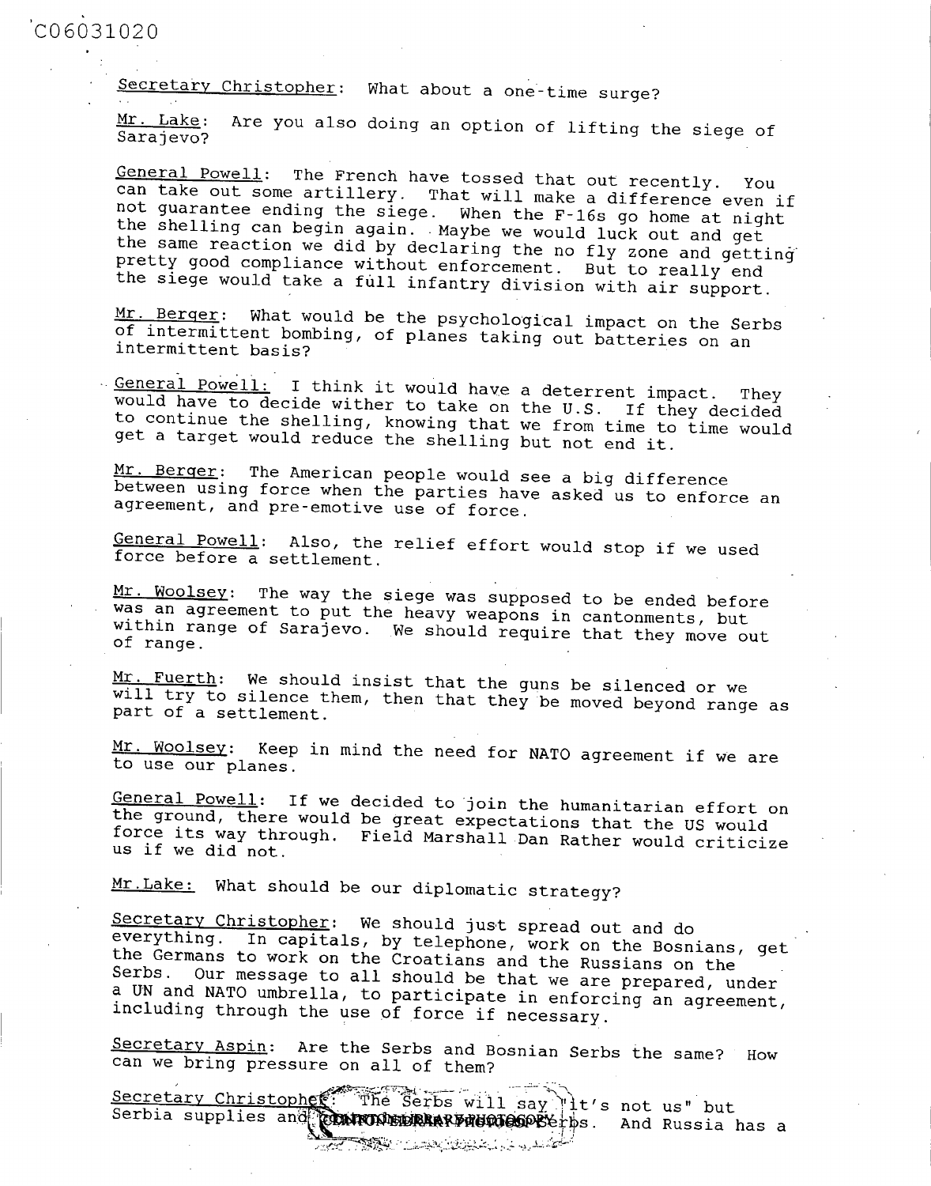Secretary Christopher: What about a one-time surge?

Mr. Lake: Are you also doing an option of lifting the siege of Sarajevo?

General Powell: The French have tossed that out recently. You can take out some artillery. That will make a difference even if not guarantee ending the siege. When the F-16s go home at night the shelling can begin again. Maybe we would luck out and get the same reaction we did by declaring the no fly zone and getting pretty good compliance without enforcement. But to really end the siege would take a full infantry division with air support.

Mr. Berger: What would be the psychological impact on the Serbs of intermittent bombing, of planes taking out batteries on an intermittent basis?

General Powell: I think it would have a deterrent impact. They would have to decide wither to take on the U.S. If they decided to continue the shelling, knowing that we from time to time would get a target would reduce the shelling but not end it.

Mr. Berger: The American people would see a big difference between using force when the parties have asked us to enforce an agreement, and pre-emotive use of force.

General Powell: Also, the relief effort would stop if we used force before a settlement.

Mr. Woolsey: The way the siege was supposed to be ended before was an agreement to put the heavy weapons in cantonments, but within range of Sarajevo. We should require that they move out of range.

Mr. Fuerth: We should insist that the guns be silenced or we will try to silence them, then that they be moved beyond range as part of a settlement.

Mr. Woolsey: Keep in mind the need for NATO agreement if we are to use our planes.

General Powell: If we decided to join the humanitarian effort on the ground, there would be great expectations that the US would force its way through. Field Marshall Dan Rather would criticize us if we did not.

Mr.Lake: What should be our diplomatic strategy?

Secretary Christopher: We should just spread out and do everything. In capitals, by telephone, work on the Bosnians, get the Germans to work on the Croatians and the Russians on the Serbs. Our message to all should be that we are prepared, under a UN and NATO umbrella, to participate in enforcing an agreement, including through the use of force if necessary.

Secretary Aspin: Are the Serbs and Bosnian Serbs the same? How can we bring pressure on all of them?

Secretary Christopher: The Serbs will say "it's not us" but Serbia supplies and [CLINTON LIBRARY PHOTOCOPY] Serbs. And Russia has a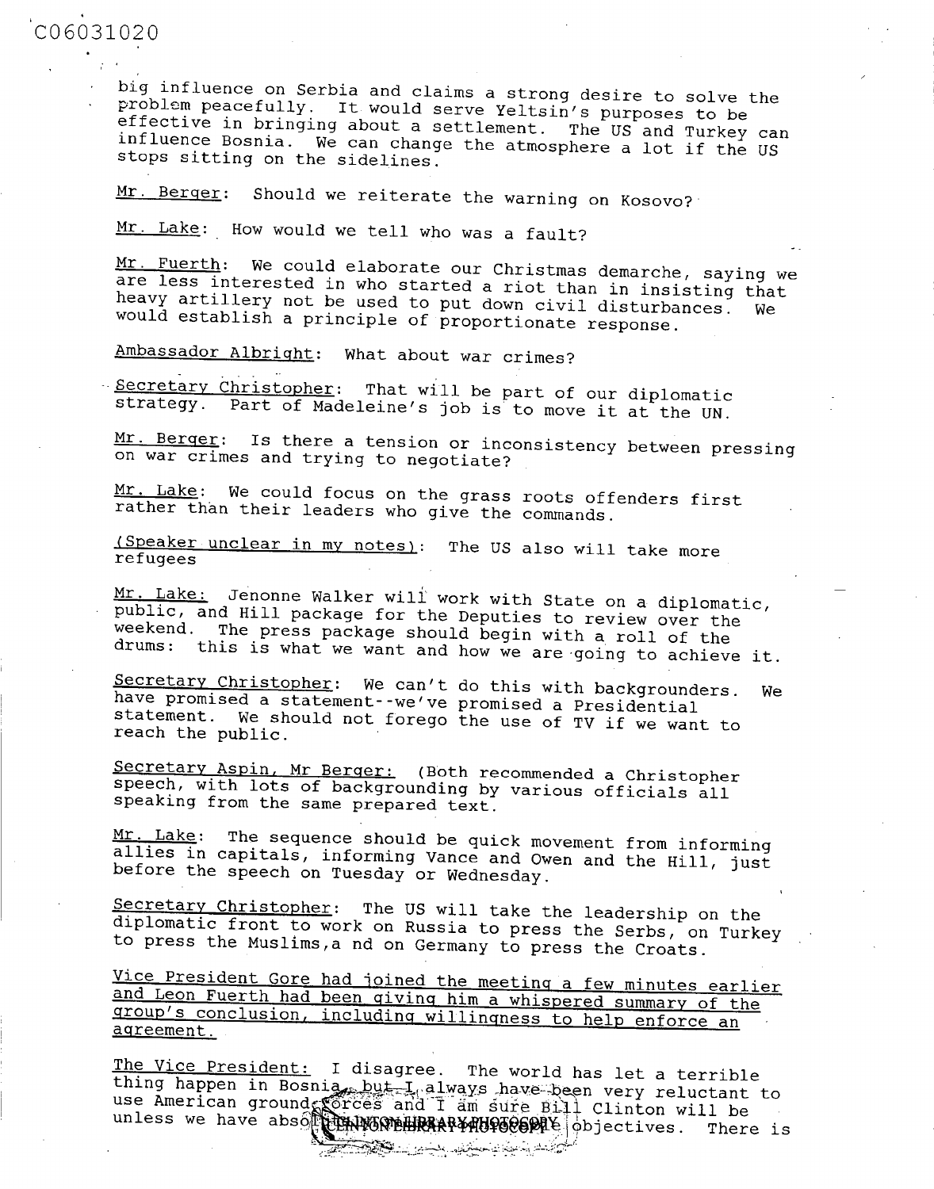big influence on Serbia and claims a strong desire to solve the problem peacefully. It would serve Yeltsin's purposes to be effective in bringing about a settlement. The US and Turkey can influence Bosnia. We can change the atmosphere a lot if the US stops sitting on the sidelines.

Mr. Berger: Should we reiterate the warning on Kosovo?

Mr. Lake: How would we tell who was a fault?

Mr. Fuerth: We could elaborate our Christmas demarche, saying we are less interested in who started a riot than in insisting that heavy artillery not be used to put down civil disturbances. We would establish a principle of proportionate response.

Ambassador Albright: What about war crimes?

Secretary Christopher: That will be part of our diplomatic strategy. Part of Madeleine's job is to move it at the UN.

Mr. Berger: Is there a tension or inconsistency between pressing on war crimes and trying to negotiate?

Mr. Lake: We could focus on the grass roots offenders first rather than their leaders who give the commands.

(Speaker unclear in my notes): The US also will take more refugees

Mr. Lake: Jenonne Walker will work with State on a diplomatic, public, and Hill package for the Deputies to review over the weekend. The press package should begin with a roll of the drums: this is what we want and how we are going to achieve it.

Secretary Christopher: We can't do this with backgrounders. We have promised a statement--we've promised a Presidential statement. We should not forego the use of TV if we want to reach the public.

Secretary Aspin, Mr Berger: (Both recommended a Christopher speech, with lots of backgrounding by various officials all speaking from the same prepared text.

Mr. Lake: The sequence should be quick movement from informing allies in capitals, informing Vance and Owen and the Hill, just before the speech on Tuesday or Wednesday.

Secretary Christopher: The US will take the leadership on the diplomatic front to work on Russia to press the Serbs, on Turkey to press the Muslims,a nd on Germany to press the Croats.

Vice President Gore had joined the meeting a few minutes earlier and Leon Fuerth had been giving him a whispered summary of the group's conclusion, including willingness to help enforce an agreement.

The Vice President: I disagree. The world has let a terrible thing happen in Bosnia, but I always have been very reluctant to use American ground forces and I am sure Bill Clinton will be unless we have abso[CLINTON LIBRARY PHOTOCOPY] objectives. There is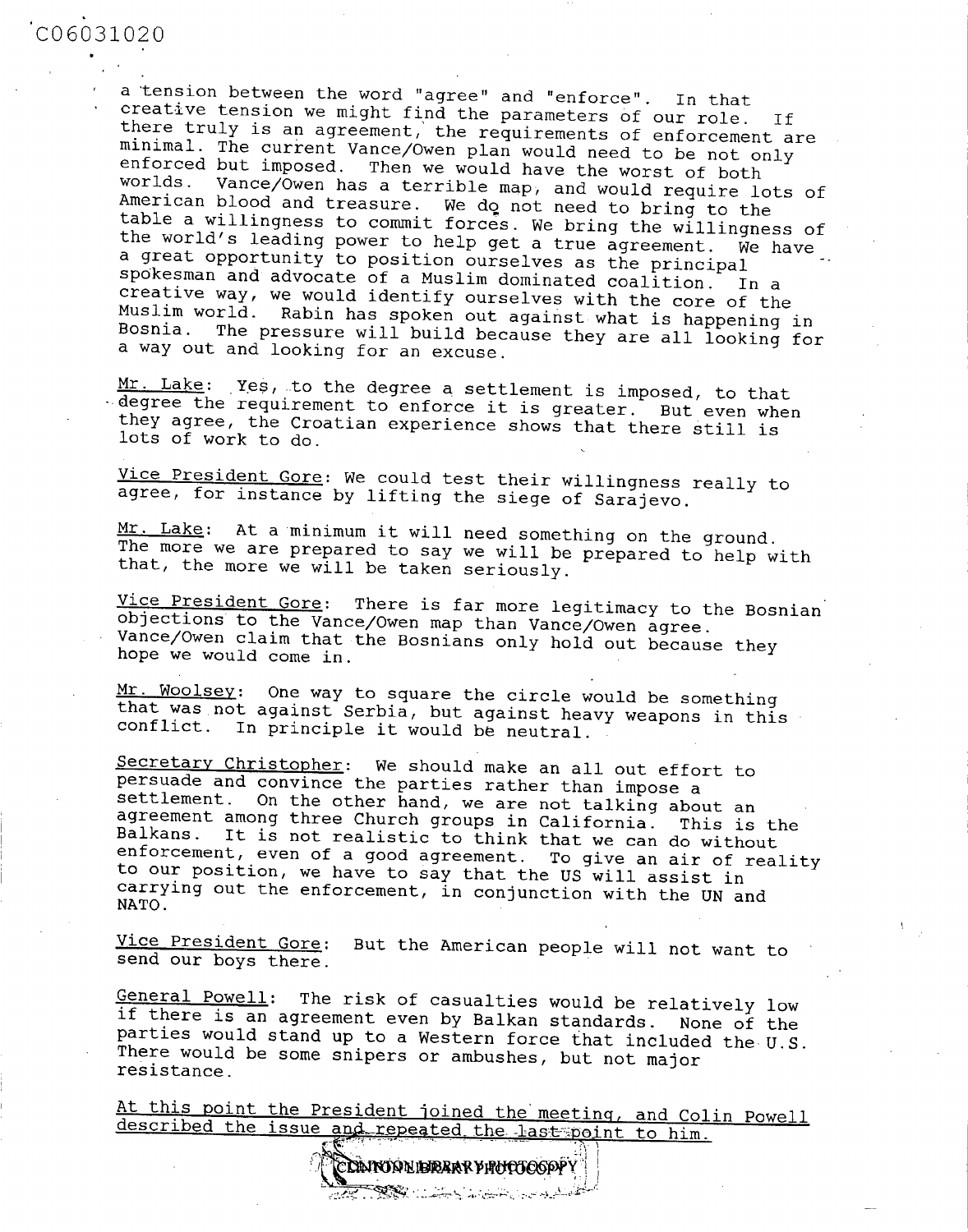a tension between the word "agree" and "enforce". In that creative tension we might find the parameters of our role. If there truly is an agreement, the requirements of enforcement are minimal. The current Vance/Owen plan would need to be not only enforced but imposed. Then we would have the worst of both worlds. Vance/Owen has a terrible map, and would require lots of American blood and treasure. We do not need to bring to the table a willingness to commit forces. We bring the willingness of the world's leading power to help get a true agreement. We have a great opportunity to position ourselves as the principal spokesman and advocate of a Muslim dominated coalition. In a creative way, we would identify ourselves with the core of the Muslim world. Rabin has spoken out against what is happening in Bosnia. The pressure will build because they are all looking for a way out and looking for an excuse.

<u>Mr. Lake</u>: Yes, to the degree a settlement is imposed, to that degree the requirement to enforce it is greater. But even when they agree, the Croatian experience shows that there still is lots of work to do.

<u>Vice President Gore</u>: We could test their willingness really to agree, for instance by lifting the siege of Sarajevo.

<u>Mr. Lake</u>: At a minimum it will need something on the ground. The more we are prepared to say we will be prepared to help with that, the more we will be taken seriously.

<u>Vice President Gore</u>: There is far more legitimacy to the Bosnian objections to the Vance/Owen map than Vance/Owen agree. Vance/Owen claim that the Bosnians only hold out because they hope we would come in.

<u>Mr. Woolsey</u>: One way to square the circle would be something that was not against Serbia, but against heavy weapons in this conflict. In principle it would be neutral.

<u>Secretary Christopher</u>: We should make an all out effort to persuade and convince the parties rather than impose a settlement. On the other hand, we are not talking about an agreement among three Church groups in California. This is the Balkans. It is not realistic to think that we can do without enforcement, even of a good agreement. To give an air of reality to our position, we have to say that the US will assist in carrying out the enforcement, in conjunction with the UN and NATO.

<u>Vice President Gore</u>: But the American people will not want to send our boys there.

<u>General Powell</u>: The risk of casualties would be relatively low if there is an agreement even by Balkan standards. None of the parties would stand up to a Western force that included the U.S. There would be some snipers or ambushes, but not major resistance.

<u>At this point the President joined the meeting, and Colin Powell described the issue and repeated the last point to him.</u>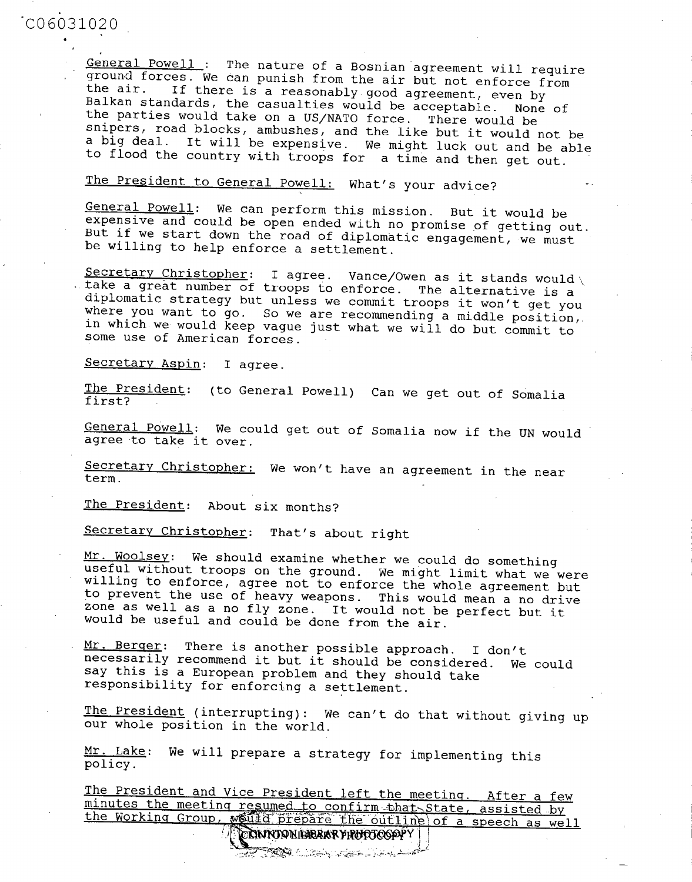<u>General Powell</u>: The nature of a Bosnian agreement will require ground forces. We can punish from the air but not enforce from the air. If there is a reasonably good agreement, even by Balkan standards, the casualties would be acceptable. None of the parties would take on a US/NATO force. There would be snipers, road blocks, ambushes, and the like but it would not be a big deal. It will be expensive. We might luck out and be able to flood the country with troops for a time and then get out.

<u>The President to General Powell:</u> What's your advice?

<u>General Powell</u>: We can perform this mission. But it would be expensive and could be open ended with no promise of getting out. But if we start down the road of diplomatic engagement, we must be willing to help enforce a settlement.

<u>Secretary Christopher</u>: I agree. Vance/Owen as it stands would take a great number of troops to enforce. The alternative is a diplomatic strategy but unless we commit troops it won't get you where you want to go. So we are recommending a middle position, in which we would keep vague just what we will do but commit to some use of American forces.

<u>Secretary Aspin</u>: I agree.

<u>The President</u>: (to General Powell) Can we get out of Somalia first?

<u>General Powell</u>: We could get out of Somalia now if the UN would agree to take it over.

<u>Secretary Christopher:</u> We won't have an agreement in the near term.

<u>The President</u>: About six months?

<u>Secretary Christopher</u>: That's about right

<u>Mr. Woolsey</u>: We should examine whether we could do something useful without troops on the ground. We might limit what we were willing to enforce, agree not to enforce the whole agreement but to prevent the use of heavy weapons. This would mean a no drive zone as well as a no fly zone. It would not be perfect but it would be useful and could be done from the air.

<u>Mr. Berger</u>: There is another possible approach. I don't necessarily recommend it but it should be considered. We could say this is a European problem and they should take responsibility for enforcing a settlement.

<u>The President</u> (interrupting): We can't do that without giving up our whole position in the world.

<u>Mr. Lake</u>: We will prepare a strategy for implementing this policy.

<u>The President and Vice President left the meeting. After a few minutes the meeting resumed to confirm that State, assisted by the Working Group, would prepare the outline of a speech as well</u>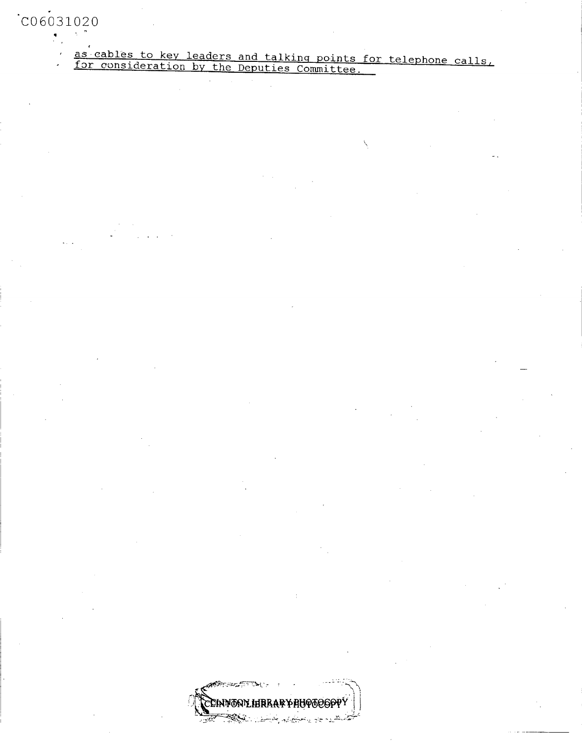as cables to key leaders and talking points for telephone calls, for consideration by the Deputies Committee.